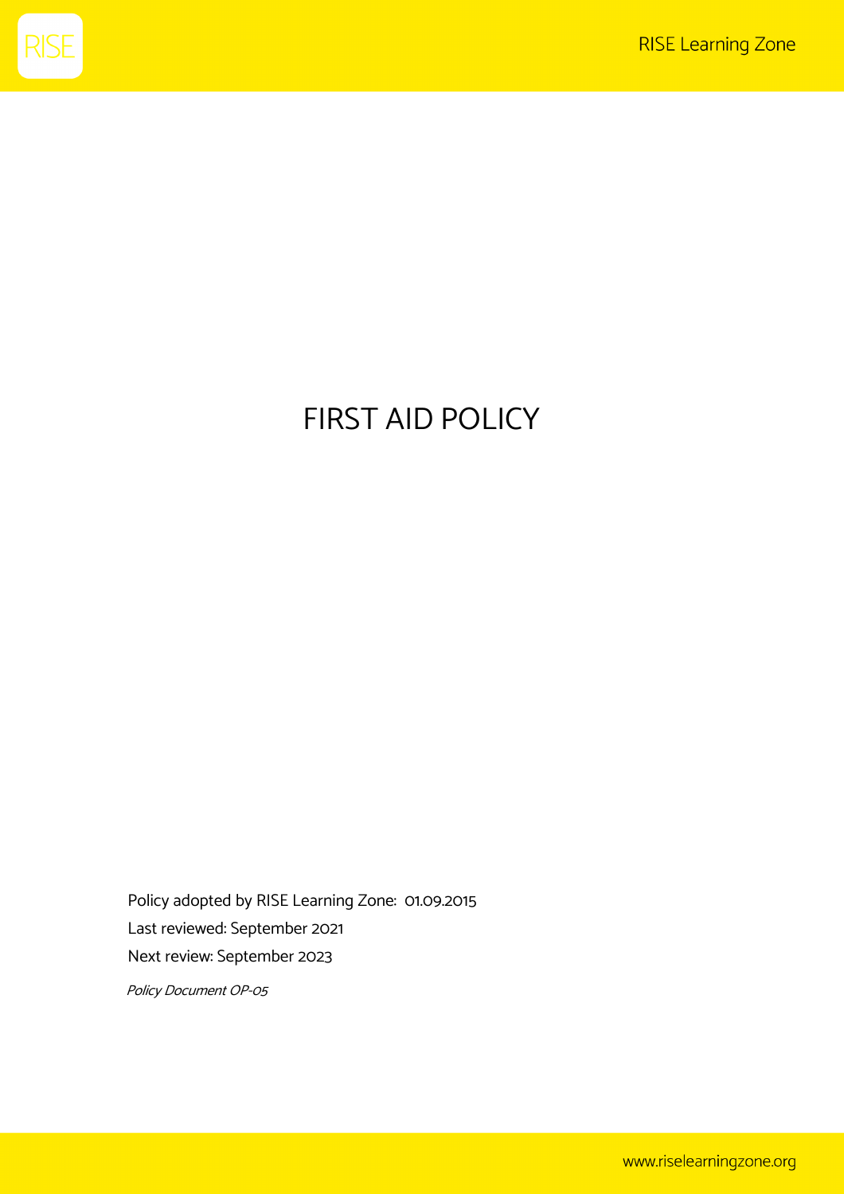# FIRST AID POLICY

Policy adopted by RISE Learning Zone: 01.09.2015

Last reviewed: September 2021

Next review: September 2023

*Policy Document OP-05*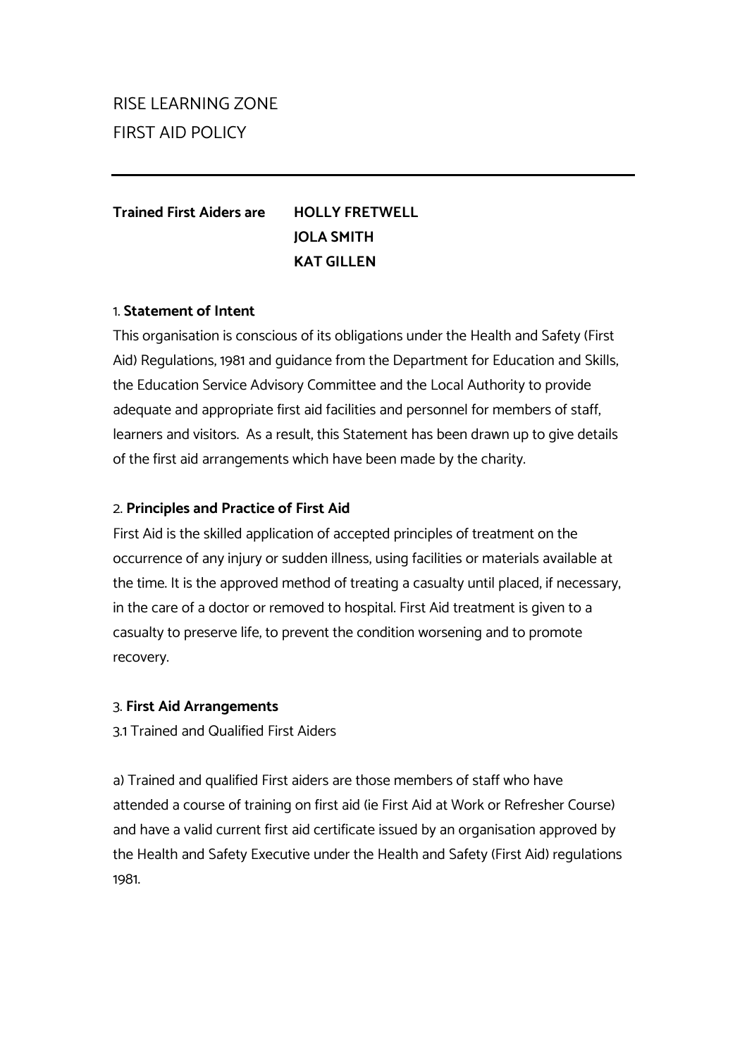# RISE LEARNING ZONE
# FIRST AID POLICY

---

| **Trained First Aiders are** | **HOLLY FRETWELL** |
| --- | --- |
| | **JOLA SMITH** |
| | **KAT GILLEN** |

## 1. Statement of Intent

This organisation is conscious of its obligations under the Health and Safety (First Aid) Regulations, 1981 and guidance from the Department for Education and Skills, the Education Service Advisory Committee and the Local Authority to provide adequate and appropriate first aid facilities and personnel for members of staff, learners and visitors. As a result, this Statement has been drawn up to give details of the first aid arrangements which have been made by the charity.

## 2. Principles and Practice of First Aid

First Aid is the skilled application of accepted principles of treatment on the occurrence of any injury or sudden illness, using facilities or materials available at the time. It is the approved method of treating a casualty until placed, if necessary, in the care of a doctor or removed to hospital. First Aid treatment is given to a casualty to preserve life, to prevent the condition worsening and to promote recovery.

## 3. First Aid Arrangements

3.1 Trained and Qualified First Aiders

a) Trained and qualified First aiders are those members of staff who have attended a course of training on first aid (ie First Aid at Work or Refresher Course) and have a valid current first aid certificate issued by an organisation approved by the Health and Safety Executive under the Health and Safety (First Aid) regulations 1981.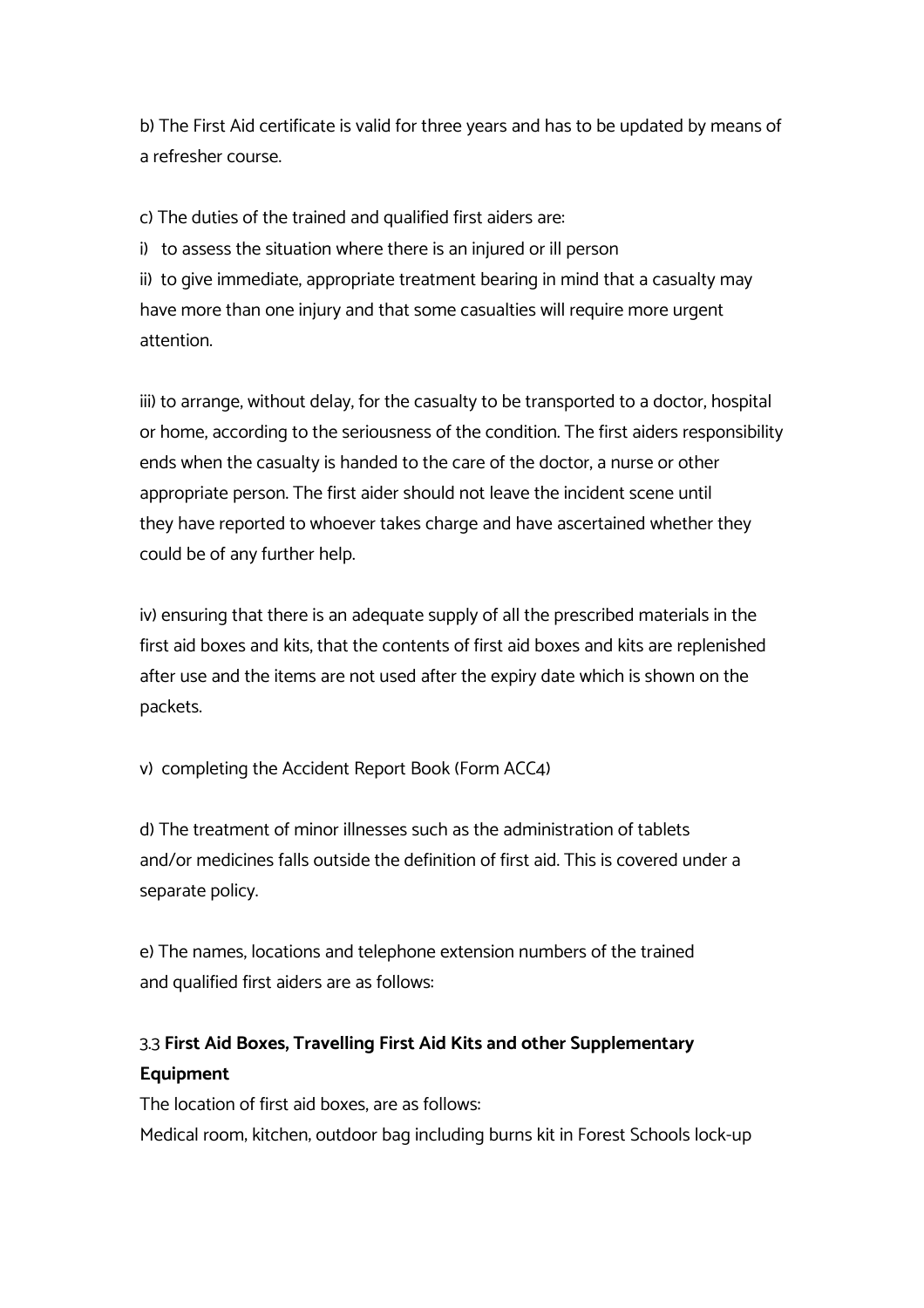b) The First Aid certificate is valid for three years and has to be updated by means of a refresher course.

c) The duties of the trained and qualified first aiders are:

i) to assess the situation where there is an injured or ill person

ii) to give immediate, appropriate treatment bearing in mind that a casualty may have more than one injury and that some casualties will require more urgent attention.

iii) to arrange, without delay, for the casualty to be transported to a doctor, hospital or home, according to the seriousness of the condition. The first aiders responsibility ends when the casualty is handed to the care of the doctor, a nurse or other appropriate person. The first aider should not leave the incident scene until they have reported to whoever takes charge and have ascertained whether they could be of any further help.

iv) ensuring that there is an adequate supply of all the prescribed materials in the first aid boxes and kits, that the contents of first aid boxes and kits are replenished after use and the items are not used after the expiry date which is shown on the packets.

v) completing the Accident Report Book (Form ACC4)

d) The treatment of minor illnesses such as the administration of tablets and/or medicines falls outside the definition of first aid. This is covered under a separate policy.

e) The names, locations and telephone extension numbers of the trained and qualified first aiders are as follows:

### 3.3 **First Aid Boxes, Travelling First Aid Kits and other Supplementary Equipment**

The location of first aid boxes, are as follows:

Medical room, kitchen, outdoor bag including burns kit in Forest Schools lock-up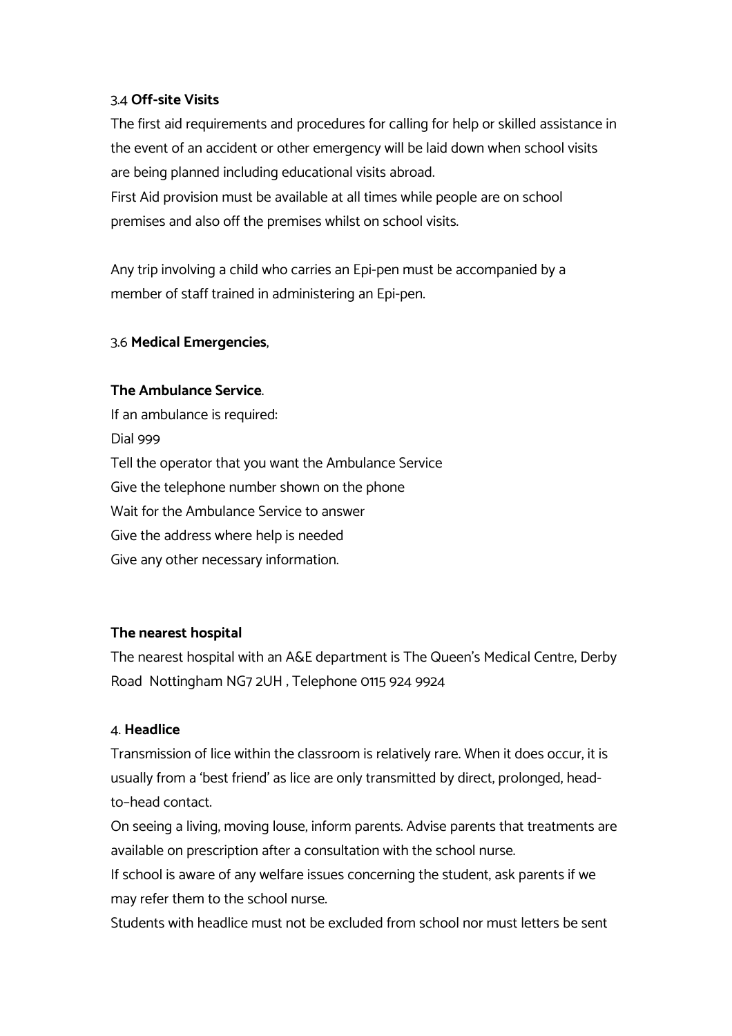### 3.4 **Off-site Visits**

The first aid requirements and procedures for calling for help or skilled assistance in the event of an accident or other emergency will be laid down when school visits are being planned including educational visits abroad.
First Aid provision must be available at all times while people are on school premises and also off the premises whilst on school visits.

Any trip involving a child who carries an Epi-pen must be accompanied by a member of staff trained in administering an Epi-pen.

### 3.6 **Medical Emergencies**,

**The Ambulance Service**.

If an ambulance is required:
Dial 999
Tell the operator that you want the Ambulance Service
Give the telephone number shown on the phone
Wait for the Ambulance Service to answer
Give the address where help is needed
Give any other necessary information.

**The nearest hospital**

The nearest hospital with an A&E department is The Queen's Medical Centre, Derby Road Nottingham NG7 2UH , Telephone 0115 924 9924

### 4. **Headlice**

Transmission of lice within the classroom is relatively rare. When it does occur, it is usually from a 'best friend' as lice are only transmitted by direct, prolonged, head-to-head contact.
On seeing a living, moving louse, inform parents. Advise parents that treatments are available on prescription after a consultation with the school nurse.
If school is aware of any welfare issues concerning the student, ask parents if we may refer them to the school nurse.
Students with headlice must not be excluded from school nor must letters be sent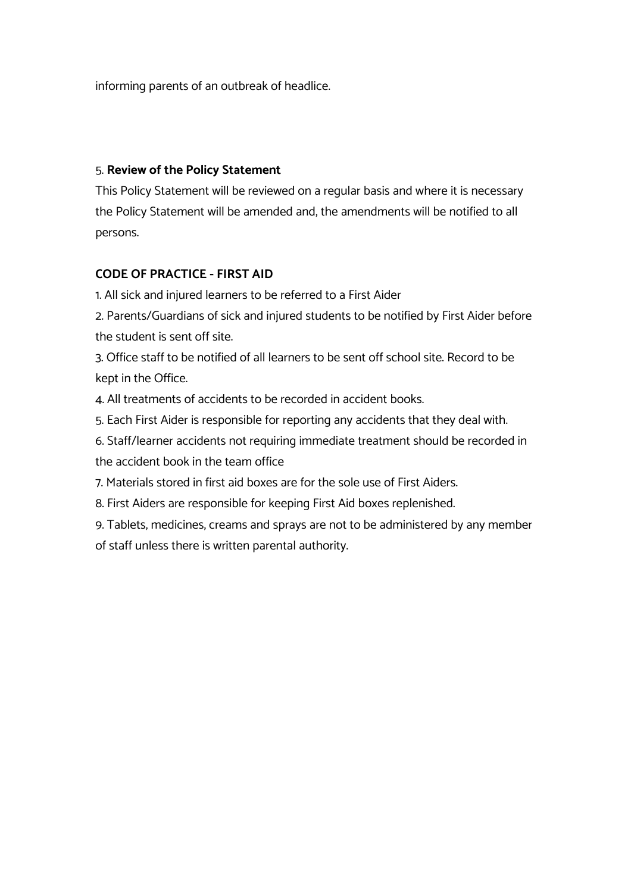informing parents of an outbreak of headlice.

5. **Review of the Policy Statement**

This Policy Statement will be reviewed on a regular basis and where it is necessary the Policy Statement will be amended and, the amendments will be notified to all persons.

**CODE OF PRACTICE - FIRST AID**

1. All sick and injured learners to be referred to a First Aider
2. Parents/Guardians of sick and injured students to be notified by First Aider before the student is sent off site.
3. Office staff to be notified of all learners to be sent off school site. Record to be kept in the Office.
4. All treatments of accidents to be recorded in accident books.
5. Each First Aider is responsible for reporting any accidents that they deal with.
6. Staff/learner accidents not requiring immediate treatment should be recorded in the accident book in the team office
7. Materials stored in first aid boxes are for the sole use of First Aiders.
8. First Aiders are responsible for keeping First Aid boxes replenished.
9. Tablets, medicines, creams and sprays are not to be administered by any member of staff unless there is written parental authority.